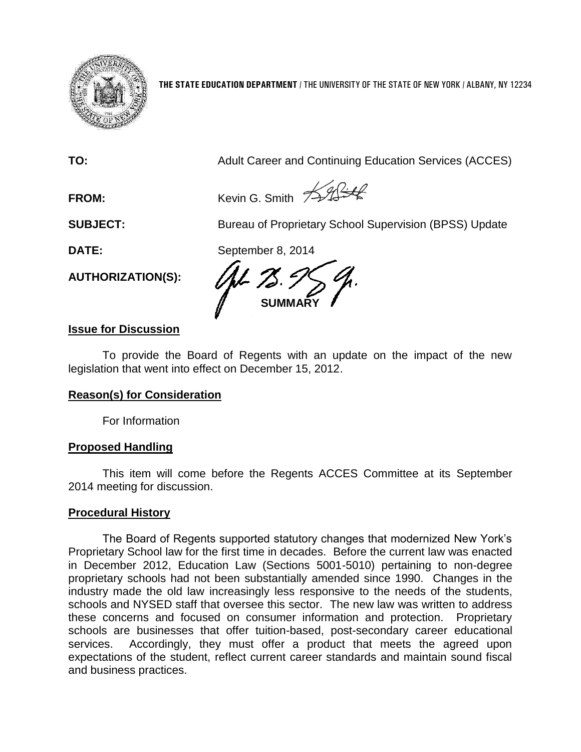**THE STATE EDUCATION DEPARTMENT** / THE UNIVERSITY OF THE STATE OF NEW YORK / ALBANY, NY 12234

**TO:** Adult Career and Continuing Education Services (ACCES)

**FROM:** Kevin G. Smith

**SUBJECT:** Bureau of Proprietary School Supervision (BPSS) Update

**DATE:** September 8, 2014

**AUTHORIZATION(S):**

**SUMMARY**

## Issue for Discussion

To provide the Board of Regents with an update on the impact of the new legislation that went into effect on December 15, 2012.

## Reason(s) for Consideration

For Information

## Proposed Handling

This item will come before the Regents ACCES Committee at its September 2014 meeting for discussion.

## Procedural History

The Board of Regents supported statutory changes that modernized New York's Proprietary School law for the first time in decades. Before the current law was enacted in December 2012, Education Law (Sections 5001-5010) pertaining to non-degree proprietary schools had not been substantially amended since 1990. Changes in the industry made the old law increasingly less responsive to the needs of the students, schools and NYSED staff that oversee this sector. The new law was written to address these concerns and focused on consumer information and protection. Proprietary schools are businesses that offer tuition-based, post-secondary career educational services. Accordingly, they must offer a product that meets the agreed upon expectations of the student, reflect current career standards and maintain sound fiscal and business practices.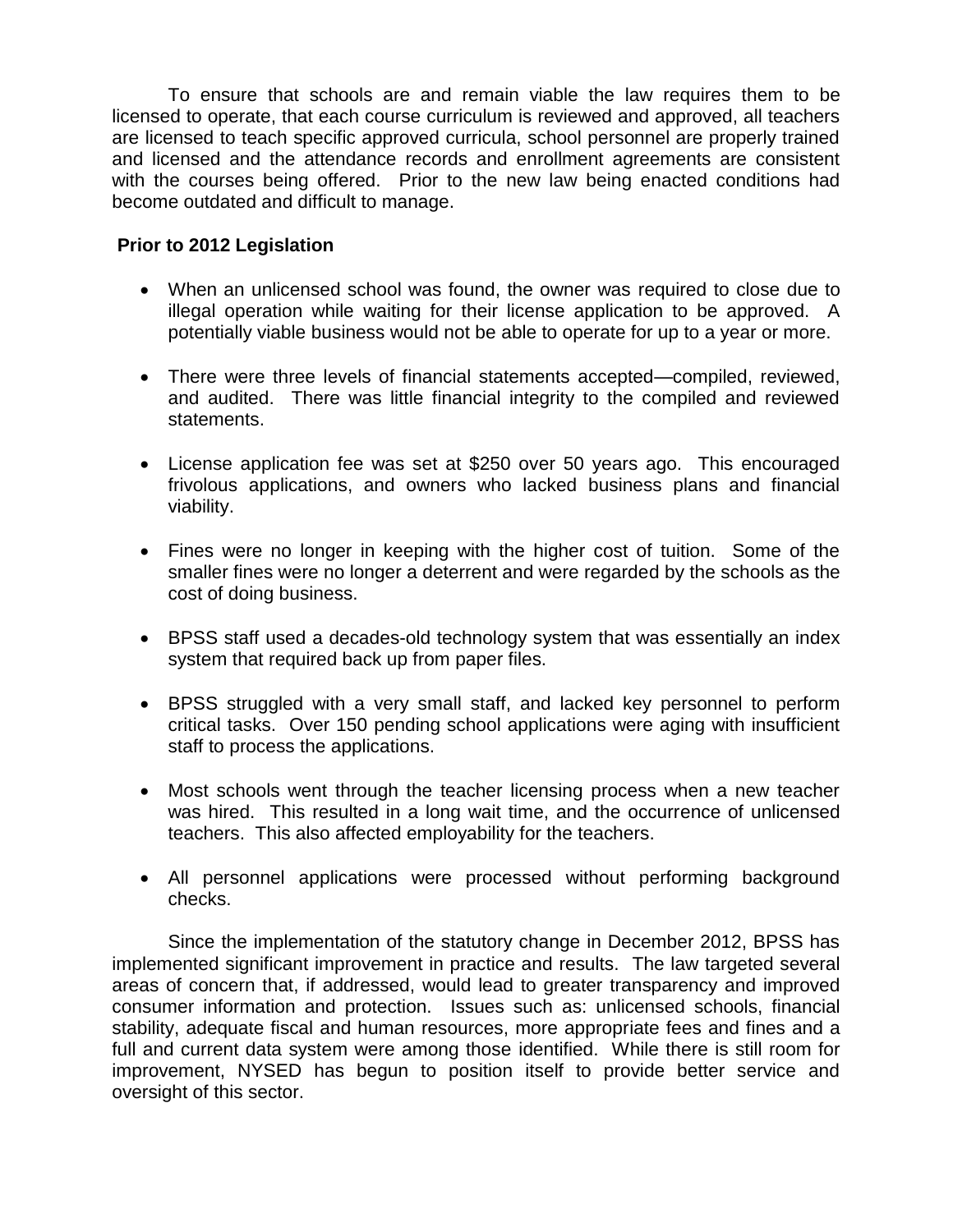To ensure that schools are and remain viable the law requires them to be licensed to operate, that each course curriculum is reviewed and approved, all teachers are licensed to teach specific approved curricula, school personnel are properly trained and licensed and the attendance records and enrollment agreements are consistent with the courses being offered. Prior to the new law being enacted conditions had become outdated and difficult to manage.

**Prior to 2012 Legislation**

- When an unlicensed school was found, the owner was required to close due to illegal operation while waiting for their license application to be approved. A potentially viable business would not be able to operate for up to a year or more.
- There were three levels of financial statements accepted—compiled, reviewed, and audited. There was little financial integrity to the compiled and reviewed statements.
- License application fee was set at $250 over 50 years ago. This encouraged frivolous applications, and owners who lacked business plans and financial viability.
- Fines were no longer in keeping with the higher cost of tuition. Some of the smaller fines were no longer a deterrent and were regarded by the schools as the cost of doing business.
- BPSS staff used a decades-old technology system that was essentially an index system that required back up from paper files.
- BPSS struggled with a very small staff, and lacked key personnel to perform critical tasks. Over 150 pending school applications were aging with insufficient staff to process the applications.
- Most schools went through the teacher licensing process when a new teacher was hired. This resulted in a long wait time, and the occurrence of unlicensed teachers. This also affected employability for the teachers.
- All personnel applications were processed without performing background checks.

Since the implementation of the statutory change in December 2012, BPSS has implemented significant improvement in practice and results. The law targeted several areas of concern that, if addressed, would lead to greater transparency and improved consumer information and protection. Issues such as: unlicensed schools, financial stability, adequate fiscal and human resources, more appropriate fees and fines and a full and current data system were among those identified. While there is still room for improvement, NYSED has begun to position itself to provide better service and oversight of this sector.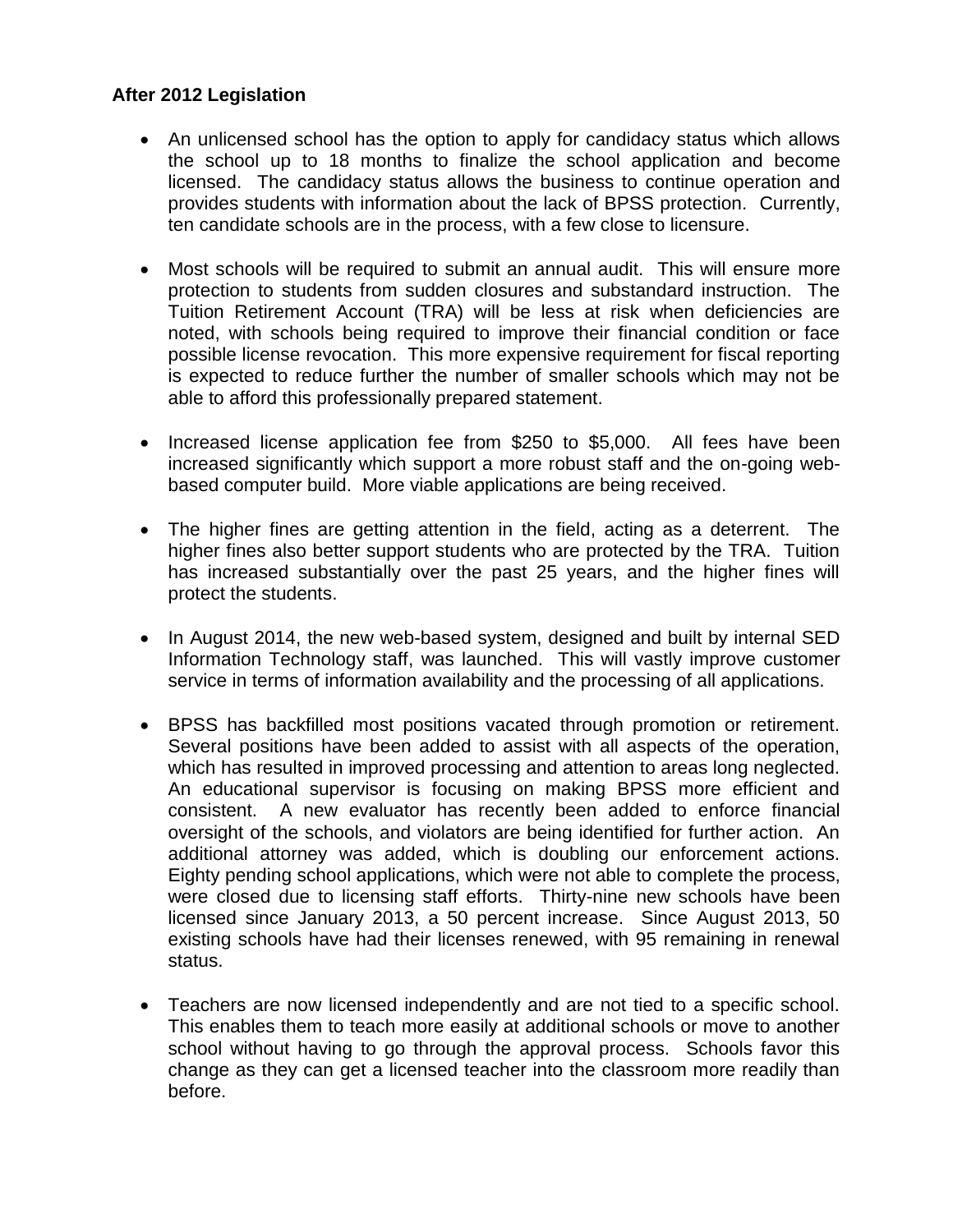**After 2012 Legislation**

- An unlicensed school has the option to apply for candidacy status which allows the school up to 18 months to finalize the school application and become licensed. The candidacy status allows the business to continue operation and provides students with information about the lack of BPSS protection. Currently, ten candidate schools are in the process, with a few close to licensure.

- Most schools will be required to submit an annual audit. This will ensure more protection to students from sudden closures and substandard instruction. The Tuition Retirement Account (TRA) will be less at risk when deficiencies are noted, with schools being required to improve their financial condition or face possible license revocation. This more expensive requirement for fiscal reporting is expected to reduce further the number of smaller schools which may not be able to afford this professionally prepared statement.

- Increased license application fee from $250 to $5,000. All fees have been increased significantly which support a more robust staff and the on-going web-based computer build. More viable applications are being received.

- The higher fines are getting attention in the field, acting as a deterrent. The higher fines also better support students who are protected by the TRA. Tuition has increased substantially over the past 25 years, and the higher fines will protect the students.

- In August 2014, the new web-based system, designed and built by internal SED Information Technology staff, was launched. This will vastly improve customer service in terms of information availability and the processing of all applications.

- BPSS has backfilled most positions vacated through promotion or retirement. Several positions have been added to assist with all aspects of the operation, which has resulted in improved processing and attention to areas long neglected. An educational supervisor is focusing on making BPSS more efficient and consistent. A new evaluator has recently been added to enforce financial oversight of the schools, and violators are being identified for further action. An additional attorney was added, which is doubling our enforcement actions. Eighty pending school applications, which were not able to complete the process, were closed due to licensing staff efforts. Thirty-nine new schools have been licensed since January 2013, a 50 percent increase. Since August 2013, 50 existing schools have had their licenses renewed, with 95 remaining in renewal status.

- Teachers are now licensed independently and are not tied to a specific school. This enables them to teach more easily at additional schools or move to another school without having to go through the approval process. Schools favor this change as they can get a licensed teacher into the classroom more readily than before.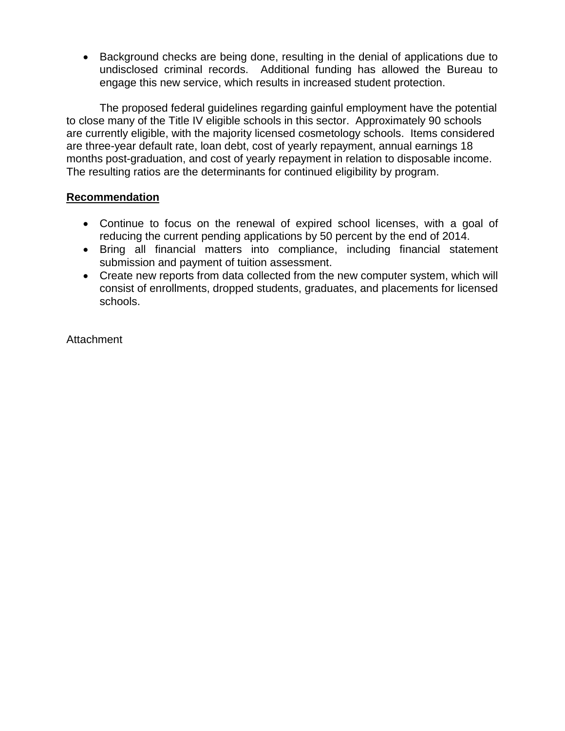- Background checks are being done, resulting in the denial of applications due to undisclosed criminal records. Additional funding has allowed the Bureau to engage this new service, which results in increased student protection.

The proposed federal guidelines regarding gainful employment have the potential to close many of the Title IV eligible schools in this sector. Approximately 90 schools are currently eligible, with the majority licensed cosmetology schools. Items considered are three-year default rate, loan debt, cost of yearly repayment, annual earnings 18 months post-graduation, and cost of yearly repayment in relation to disposable income. The resulting ratios are the determinants for continued eligibility by program.

**Recommendation**

- Continue to focus on the renewal of expired school licenses, with a goal of reducing the current pending applications by 50 percent by the end of 2014.
- Bring all financial matters into compliance, including financial statement submission and payment of tuition assessment.
- Create new reports from data collected from the new computer system, which will consist of enrollments, dropped students, graduates, and placements for licensed schools.

Attachment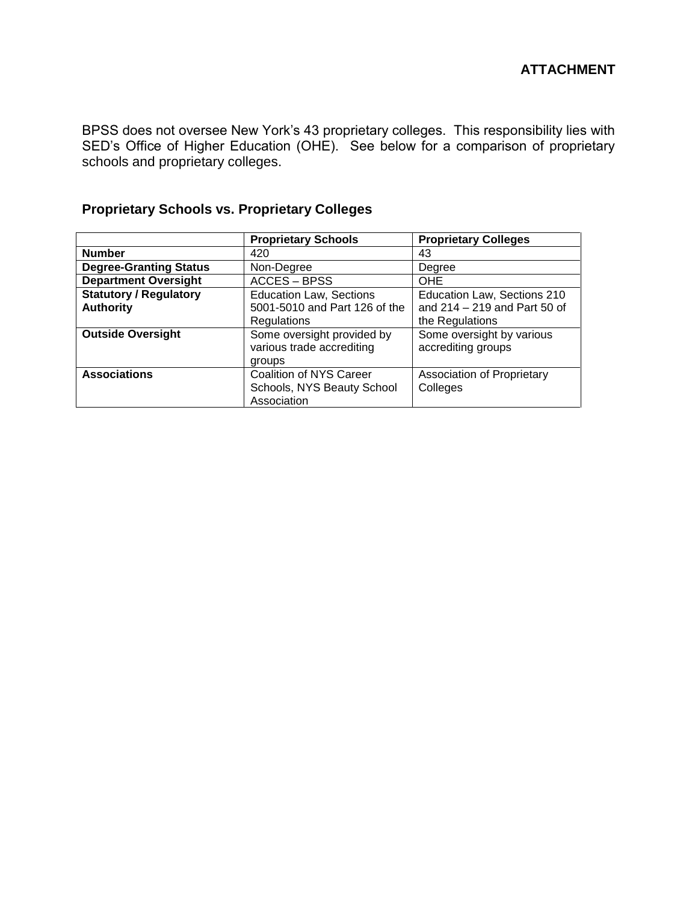**ATTACHMENT**

BPSS does not oversee New York's 43 proprietary colleges. This responsibility lies with SED's Office of Higher Education (OHE). See below for a comparison of proprietary schools and proprietary colleges.

## Proprietary Schools vs. Proprietary Colleges

| | **Proprietary Schools** | **Proprietary Colleges** |
|---|---|---|
| **Number** | 420 | 43 |
| **Degree-Granting Status** | Non-Degree | Degree |
| **Department Oversight** | ACCES – BPSS | OHE |
| **Statutory / Regulatory Authority** | Education Law, Sections 5001-5010 and Part 126 of the Regulations | Education Law, Sections 210 and 214 – 219 and Part 50 of the Regulations |
| **Outside Oversight** | Some oversight provided by various trade accrediting groups | Some oversight by various accrediting groups |
| **Associations** | Coalition of NYS Career Schools, NYS Beauty School Association | Association of Proprietary Colleges |